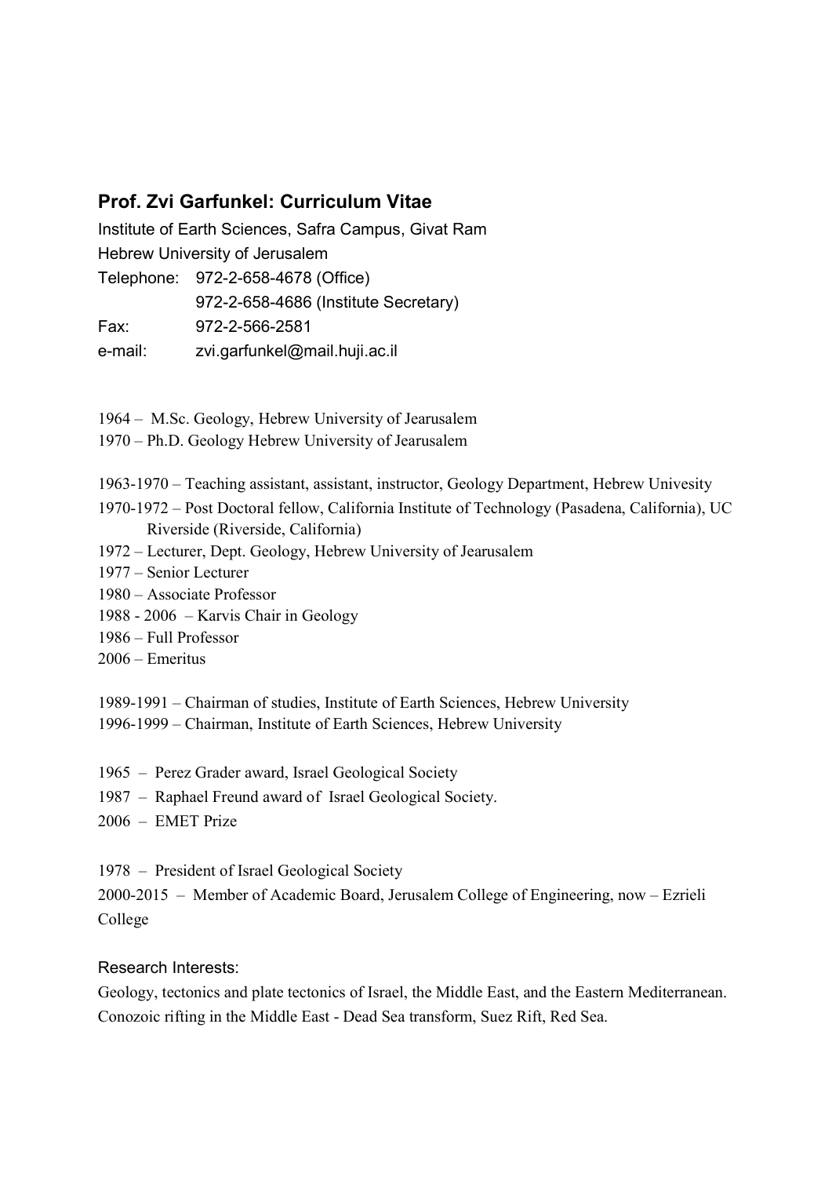## Prof. Zvi Garfunkel: Curriculum Vitae

Institute of Earth Sciences, Safra Campus, Givat Ram
Hebrew University of Jerusalem

Telephone: 972-2-658-4678 (Office)
972-2-658-4686 (Institute Secretary)
Fax: 972-2-566-2581
e-mail: zvi.garfunkel@mail.huji.ac.il

1964 – M.Sc. Geology, Hebrew University of Jearusalem
1970 – Ph.D. Geology Hebrew University of Jearusalem

1963-1970 – Teaching assistant, assistant, instructor, Geology Department, Hebrew Univesity
1970-1972 – Post Doctoral fellow, California Institute of Technology (Pasadena, California), UC Riverside (Riverside, California)
1972 – Lecturer, Dept. Geology, Hebrew University of Jearusalem
1977 – Senior Lecturer
1980 – Associate Professor
1988 - 2006 – Karvis Chair in Geology
1986 – Full Professor
2006 – Emeritus

1989-1991 – Chairman of studies, Institute of Earth Sciences, Hebrew University
1996-1999 – Chairman, Institute of Earth Sciences, Hebrew University

1965 – Perez Grader award, Israel Geological Society
1987 – Raphael Freund award of Israel Geological Society.
2006 – EMET Prize

1978 – President of Israel Geological Society
2000-2015 – Member of Academic Board, Jerusalem College of Engineering, now – Ezrieli College

Research Interests:
Geology, tectonics and plate tectonics of Israel, the Middle East, and the Eastern Mediterranean.
Conozoic rifting in the Middle East - Dead Sea transform, Suez Rift, Red Sea.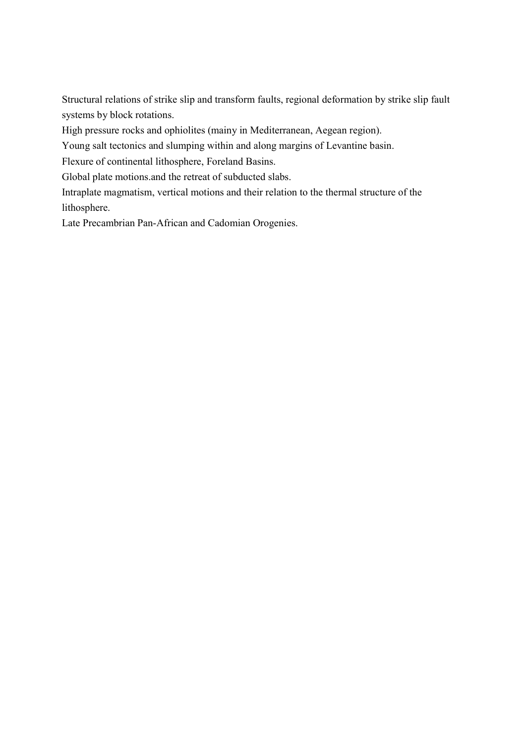Structural relations of strike slip and transform faults, regional deformation by strike slip fault systems by block rotations.

High pressure rocks and ophiolites (mainy in Mediterranean, Aegean region).

Young salt tectonics and slumping within and along margins of Levantine basin.

Flexure of continental lithosphere, Foreland Basins.

Global plate motions.and the retreat of subducted slabs.

Intraplate magmatism, vertical motions and their relation to the thermal structure of the lithosphere.

Late Precambrian Pan-African and Cadomian Orogenies.